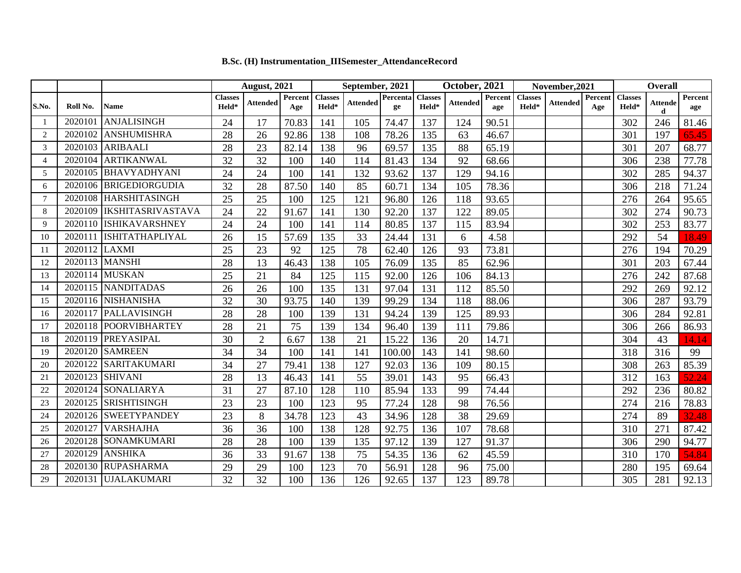**B.Sc. (H) Instrumentation_IIISemester_AttendanceRecord**

| S.No. | Roll No. | Name | August, 2021 | | | September, 2021 | | | October, 2021 | | | November,2021 | | | Overall | | |
|---|---|---|---|---|---|---|---|---|---|---|---|---|---|---|---|---|---|
| | | | Classes Held* | Attended | Percent Age | Classes Held* | Attended | Percentage | Classes Held* | Attended | Percent age | Classes Held* | Attended | Percent Age | Classes Held* | Attended | Percent age |
| 1 | 2020101 | ANJALISINGH | 24 | 17 | 70.83 | 141 | 105 | 74.47 | 137 | 124 | 90.51 | | | | 302 | 246 | 81.46 |
| 2 | 2020102 | ANSHUMISHRA | 28 | 26 | 92.86 | 138 | 108 | 78.26 | 135 | 63 | 46.67 | | | | 301 | 197 | 65.45 |
| 3 | 2020103 | ARIBAALI | 28 | 23 | 82.14 | 138 | 96 | 69.57 | 135 | 88 | 65.19 | | | | 301 | 207 | 68.77 |
| 4 | 2020104 | ARTIKANWAL | 32 | 32 | 100 | 140 | 114 | 81.43 | 134 | 92 | 68.66 | | | | 306 | 238 | 77.78 |
| 5 | 2020105 | BHAVYADHYANI | 24 | 24 | 100 | 141 | 132 | 93.62 | 137 | 129 | 94.16 | | | | 302 | 285 | 94.37 |
| 6 | 2020106 | BRIGEDIORGUDIA | 32 | 28 | 87.50 | 140 | 85 | 60.71 | 134 | 105 | 78.36 | | | | 306 | 218 | 71.24 |
| 7 | 2020108 | HARSHITASINGH | 25 | 25 | 100 | 125 | 121 | 96.80 | 126 | 118 | 93.65 | | | | 276 | 264 | 95.65 |
| 8 | 2020109 | IKSHITASRIVASTAVA | 24 | 22 | 91.67 | 141 | 130 | 92.20 | 137 | 122 | 89.05 | | | | 302 | 274 | 90.73 |
| 9 | 2020110 | ISHIKAVARSHNEY | 24 | 24 | 100 | 141 | 114 | 80.85 | 137 | 115 | 83.94 | | | | 302 | 253 | 83.77 |
| 10 | 2020111 | ISHITATHAPLIYAL | 26 | 15 | 57.69 | 135 | 33 | 24.44 | 131 | 6 | 4.58 | | | | 292 | 54 | 18.49 |
| 11 | 2020112 | LAXMI | 25 | 23 | 92 | 125 | 78 | 62.40 | 126 | 93 | 73.81 | | | | 276 | 194 | 70.29 |
| 12 | 2020113 | MANSHI | 28 | 13 | 46.43 | 138 | 105 | 76.09 | 135 | 85 | 62.96 | | | | 301 | 203 | 67.44 |
| 13 | 2020114 | MUSKAN | 25 | 21 | 84 | 125 | 115 | 92.00 | 126 | 106 | 84.13 | | | | 276 | 242 | 87.68 |
| 14 | 2020115 | NANDITADAS | 26 | 26 | 100 | 135 | 131 | 97.04 | 131 | 112 | 85.50 | | | | 292 | 269 | 92.12 |
| 15 | 2020116 | NISHANISHA | 32 | 30 | 93.75 | 140 | 139 | 99.29 | 134 | 118 | 88.06 | | | | 306 | 287 | 93.79 |
| 16 | 2020117 | PALLAVISINGH | 28 | 28 | 100 | 139 | 131 | 94.24 | 139 | 125 | 89.93 | | | | 306 | 284 | 92.81 |
| 17 | 2020118 | POORVIBHARTEY | 28 | 21 | 75 | 139 | 134 | 96.40 | 139 | 111 | 79.86 | | | | 306 | 266 | 86.93 |
| 18 | 2020119 | PREYASIPAL | 30 | 2 | 6.67 | 138 | 21 | 15.22 | 136 | 20 | 14.71 | | | | 304 | 43 | 14.14 |
| 19 | 2020120 | SAMREEN | 34 | 34 | 100 | 141 | 141 | 100.00 | 143 | 141 | 98.60 | | | | 318 | 316 | 99 |
| 20 | 2020122 | SARITAKUMARI | 34 | 27 | 79.41 | 138 | 127 | 92.03 | 136 | 109 | 80.15 | | | | 308 | 263 | 85.39 |
| 21 | 2020123 | SHIVANI | 28 | 13 | 46.43 | 141 | 55 | 39.01 | 143 | 95 | 66.43 | | | | 312 | 163 | 52.24 |
| 22 | 2020124 | SONALIARYA | 31 | 27 | 87.10 | 128 | 110 | 85.94 | 133 | 99 | 74.44 | | | | 292 | 236 | 80.82 |
| 23 | 2020125 | SRISHTISINGH | 23 | 23 | 100 | 123 | 95 | 77.24 | 128 | 98 | 76.56 | | | | 274 | 216 | 78.83 |
| 24 | 2020126 | SWEETYPANDEY | 23 | 8 | 34.78 | 123 | 43 | 34.96 | 128 | 38 | 29.69 | | | | 274 | 89 | 32.48 |
| 25 | 2020127 | VARSHAJHA | 36 | 36 | 100 | 138 | 128 | 92.75 | 136 | 107 | 78.68 | | | | 310 | 271 | 87.42 |
| 26 | 2020128 | SONAMKUMARI | 28 | 28 | 100 | 139 | 135 | 97.12 | 139 | 127 | 91.37 | | | | 306 | 290 | 94.77 |
| 27 | 2020129 | ANSHIKA | 36 | 33 | 91.67 | 138 | 75 | 54.35 | 136 | 62 | 45.59 | | | | 310 | 170 | 54.84 |
| 28 | 2020130 | RUPASHARMA | 29 | 29 | 100 | 123 | 70 | 56.91 | 128 | 96 | 75.00 | | | | 280 | 195 | 69.64 |
| 29 | 2020131 | UJALAKUMARI | 32 | 32 | 100 | 136 | 126 | 92.65 | 137 | 123 | 89.78 | | | | 305 | 281 | 92.13 |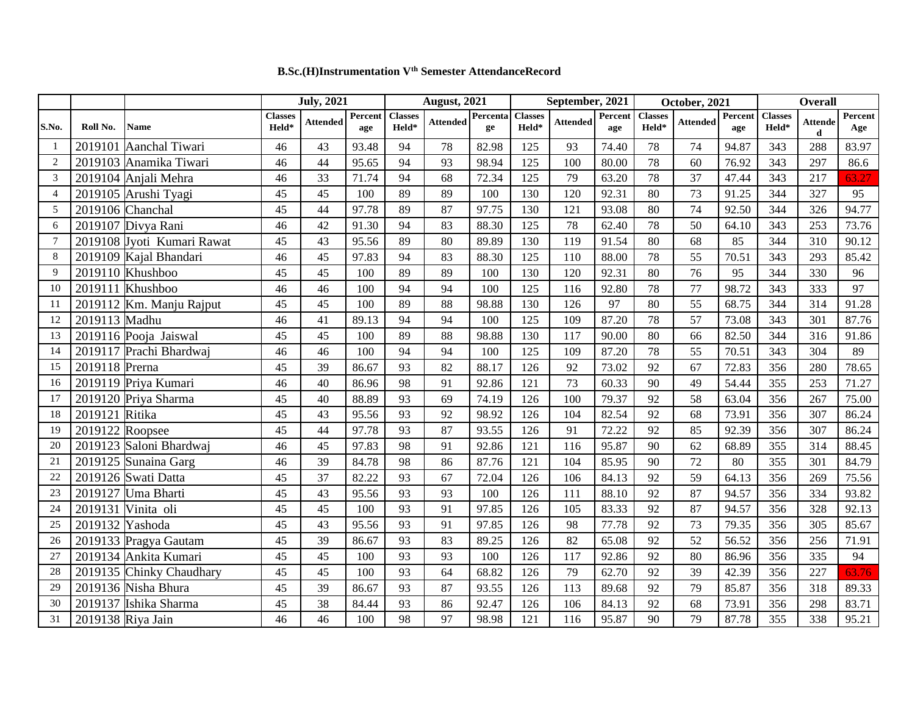**B.Sc.(H)Instrumentation V$^{th}$ Semester AttendanceRecord**

| | | | July, 2021 | | | August, 2021 | | | September, 2021 | | | October, 2021 | | | Overall | | |
|---|---|---|---|---|---|---|---|---|---|---|---|---|---|---|---|---|---|
| S.No. | Roll No. | Name | Classes Held* | Attended | Percent age | Classes Held* | Attended | Percenta ge | Classes Held* | Attended | Percent age | Classes Held* | Attended | Percent age | Classes Held* | Attende d | Percent Age |
| 1 | 2019101 | Aanchal Tiwari | 46 | 43 | 93.48 | 94 | 78 | 82.98 | 125 | 93 | 74.40 | 78 | 74 | 94.87 | 343 | 288 | 83.97 |
| 2 | 2019103 | Anamika Tiwari | 46 | 44 | 95.65 | 94 | 93 | 98.94 | 125 | 100 | 80.00 | 78 | 60 | 76.92 | 343 | 297 | 86.6 |
| 3 | 2019104 | Anjali Mehra | 46 | 33 | 71.74 | 94 | 68 | 72.34 | 125 | 79 | 63.20 | 78 | 37 | 47.44 | 343 | 217 | 63.27 |
| 4 | 2019105 | Arushi Tyagi | 45 | 45 | 100 | 89 | 89 | 100 | 130 | 120 | 92.31 | 80 | 73 | 91.25 | 344 | 327 | 95 |
| 5 | 2019106 | Chanchal | 45 | 44 | 97.78 | 89 | 87 | 97.75 | 130 | 121 | 93.08 | 80 | 74 | 92.50 | 344 | 326 | 94.77 |
| 6 | 2019107 | Divya Rani | 46 | 42 | 91.30 | 94 | 83 | 88.30 | 125 | 78 | 62.40 | 78 | 50 | 64.10 | 343 | 253 | 73.76 |
| 7 | 2019108 | Jyoti Kumari Rawat | 45 | 43 | 95.56 | 89 | 80 | 89.89 | 130 | 119 | 91.54 | 80 | 68 | 85 | 344 | 310 | 90.12 |
| 8 | 2019109 | Kajal Bhandari | 46 | 45 | 97.83 | 94 | 83 | 88.30 | 125 | 110 | 88.00 | 78 | 55 | 70.51 | 343 | 293 | 85.42 |
| 9 | 2019110 | Khushboo | 45 | 45 | 100 | 89 | 89 | 100 | 130 | 120 | 92.31 | 80 | 76 | 95 | 344 | 330 | 96 |
| 10 | 2019111 | Khushboo | 46 | 46 | 100 | 94 | 94 | 100 | 125 | 116 | 92.80 | 78 | 77 | 98.72 | 343 | 333 | 97 |
| 11 | 2019112 | Km. Manju Rajput | 45 | 45 | 100 | 89 | 88 | 98.88 | 130 | 126 | 97 | 80 | 55 | 68.75 | 344 | 314 | 91.28 |
| 12 | 2019113 | Madhu | 46 | 41 | 89.13 | 94 | 94 | 100 | 125 | 109 | 87.20 | 78 | 57 | 73.08 | 343 | 301 | 87.76 |
| 13 | 2019116 | Pooja Jaiswal | 45 | 45 | 100 | 89 | 88 | 98.88 | 130 | 117 | 90.00 | 80 | 66 | 82.50 | 344 | 316 | 91.86 |
| 14 | 2019117 | Prachi Bhardwaj | 46 | 46 | 100 | 94 | 94 | 100 | 125 | 109 | 87.20 | 78 | 55 | 70.51 | 343 | 304 | 89 |
| 15 | 2019118 | Prerna | 45 | 39 | 86.67 | 93 | 82 | 88.17 | 126 | 92 | 73.02 | 92 | 67 | 72.83 | 356 | 280 | 78.65 |
| 16 | 2019119 | Priya Kumari | 46 | 40 | 86.96 | 98 | 91 | 92.86 | 121 | 73 | 60.33 | 90 | 49 | 54.44 | 355 | 253 | 71.27 |
| 17 | 2019120 | Priya Sharma | 45 | 40 | 88.89 | 93 | 69 | 74.19 | 126 | 100 | 79.37 | 92 | 58 | 63.04 | 356 | 267 | 75.00 |
| 18 | 2019121 | Ritika | 45 | 43 | 95.56 | 93 | 92 | 98.92 | 126 | 104 | 82.54 | 92 | 68 | 73.91 | 356 | 307 | 86.24 |
| 19 | 2019122 | Roopsee | 45 | 44 | 97.78 | 93 | 87 | 93.55 | 126 | 91 | 72.22 | 92 | 85 | 92.39 | 356 | 307 | 86.24 |
| 20 | 2019123 | Saloni Bhardwaj | 46 | 45 | 97.83 | 98 | 91 | 92.86 | 121 | 116 | 95.87 | 90 | 62 | 68.89 | 355 | 314 | 88.45 |
| 21 | 2019125 | Sunaina Garg | 46 | 39 | 84.78 | 98 | 86 | 87.76 | 121 | 104 | 85.95 | 90 | 72 | 80 | 355 | 301 | 84.79 |
| 22 | 2019126 | Swati Datta | 45 | 37 | 82.22 | 93 | 67 | 72.04 | 126 | 106 | 84.13 | 92 | 59 | 64.13 | 356 | 269 | 75.56 |
| 23 | 2019127 | Uma Bharti | 45 | 43 | 95.56 | 93 | 93 | 100 | 126 | 111 | 88.10 | 92 | 87 | 94.57 | 356 | 334 | 93.82 |
| 24 | 2019131 | Vinita oli | 45 | 45 | 100 | 93 | 91 | 97.85 | 126 | 105 | 83.33 | 92 | 87 | 94.57 | 356 | 328 | 92.13 |
| 25 | 2019132 | Yashoda | 45 | 43 | 95.56 | 93 | 91 | 97.85 | 126 | 98 | 77.78 | 92 | 73 | 79.35 | 356 | 305 | 85.67 |
| 26 | 2019133 | Pragya Gautam | 45 | 39 | 86.67 | 93 | 83 | 89.25 | 126 | 82 | 65.08 | 92 | 52 | 56.52 | 356 | 256 | 71.91 |
| 27 | 2019134 | Ankita Kumari | 45 | 45 | 100 | 93 | 93 | 100 | 126 | 117 | 92.86 | 92 | 80 | 86.96 | 356 | 335 | 94 |
| 28 | 2019135 | Chinky Chaudhary | 45 | 45 | 100 | 93 | 64 | 68.82 | 126 | 79 | 62.70 | 92 | 39 | 42.39 | 356 | 227 | 63.76 |
| 29 | 2019136 | Nisha Bhura | 45 | 39 | 86.67 | 93 | 87 | 93.55 | 126 | 113 | 89.68 | 92 | 79 | 85.87 | 356 | 318 | 89.33 |
| 30 | 2019137 | Ishika Sharma | 45 | 38 | 84.44 | 93 | 86 | 92.47 | 126 | 106 | 84.13 | 92 | 68 | 73.91 | 356 | 298 | 83.71 |
| 31 | 2019138 | Riya Jain | 46 | 46 | 100 | 98 | 97 | 98.98 | 121 | 116 | 95.87 | 90 | 79 | 87.78 | 355 | 338 | 95.21 |